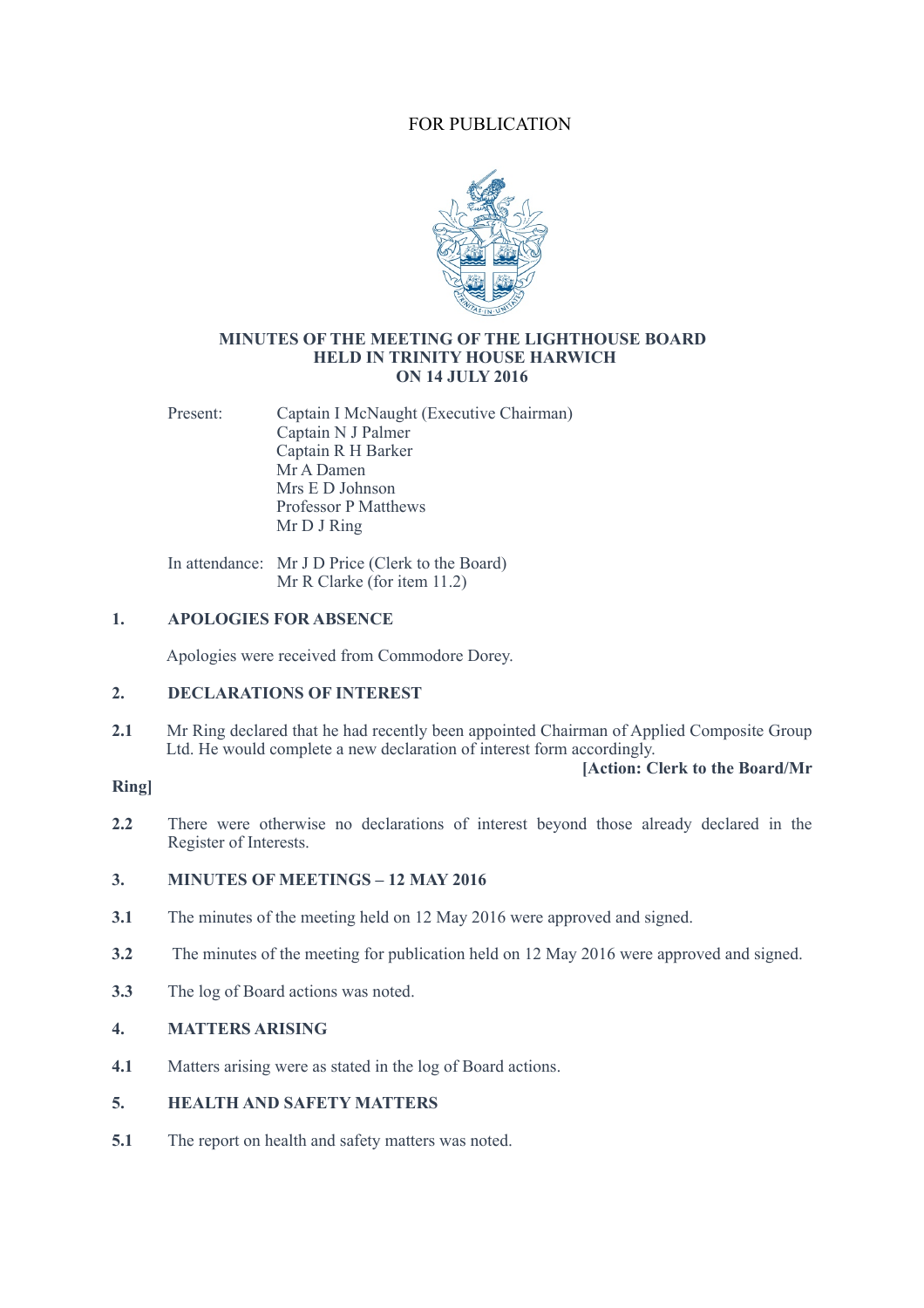FOR PUBLICATION

**MINUTES OF THE MEETING OF THE LIGHTHOUSE BOARD**
**HELD IN TRINITY HOUSE HARWICH**
**ON 14 JULY 2016**

Present: Captain I McNaught (Executive Chairman)
Captain N J Palmer
Captain R H Barker
Mr A Damen
Mrs E D Johnson
Professor P Matthews
Mr D J Ring

In attendance: Mr J D Price (Clerk to the Board)
Mr R Clarke (for item 11.2)

## 1. APOLOGIES FOR ABSENCE

Apologies were received from Commodore Dorey.

## 2. DECLARATIONS OF INTEREST

**2.1** Mr Ring declared that he had recently been appointed Chairman of Applied Composite Group Ltd. He would complete a new declaration of interest form accordingly.

**[Action: Clerk to the Board/Mr Ring]**

**2.2** There were otherwise no declarations of interest beyond those already declared in the Register of Interests.

## 3. MINUTES OF MEETINGS – 12 MAY 2016

**3.1** The minutes of the meeting held on 12 May 2016 were approved and signed.

**3.2** The minutes of the meeting for publication held on 12 May 2016 were approved and signed.

**3.3** The log of Board actions was noted.

## 4. MATTERS ARISING

**4.1** Matters arising were as stated in the log of Board actions.

## 5. HEALTH AND SAFETY MATTERS

**5.1** The report on health and safety matters was noted.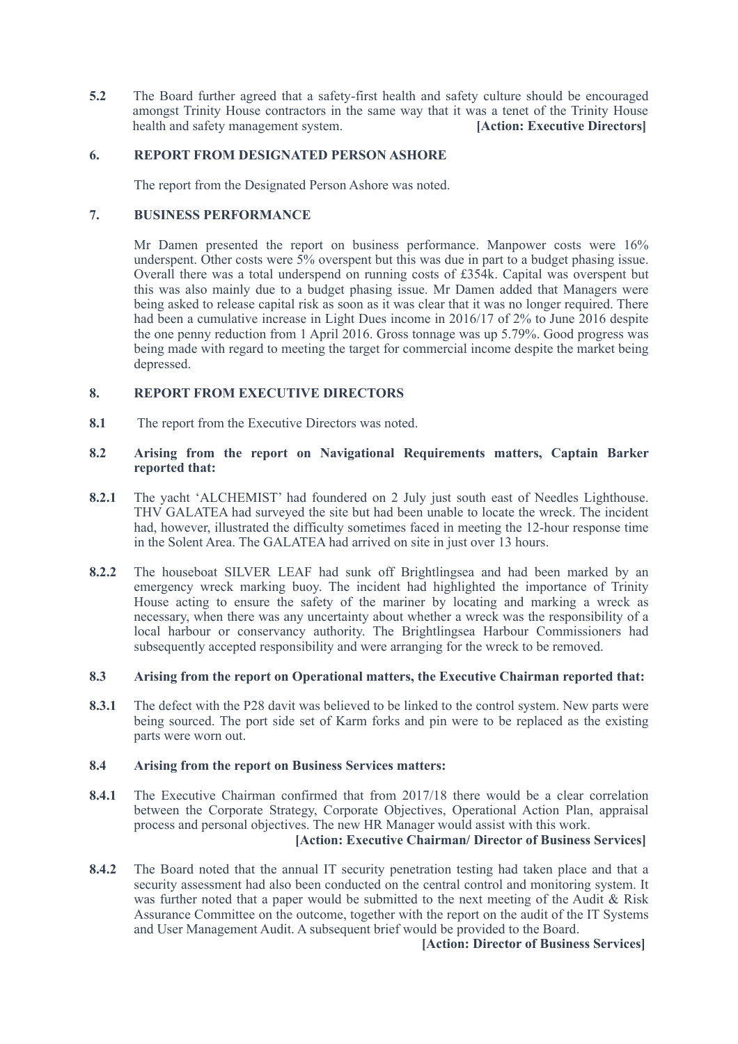**5.2** The Board further agreed that a safety-first health and safety culture should be encouraged amongst Trinity House contractors in the same way that it was a tenet of the Trinity House health and safety management system. **[Action: Executive Directors]**

## 6. REPORT FROM DESIGNATED PERSON ASHORE

The report from the Designated Person Ashore was noted.

## 7. BUSINESS PERFORMANCE

Mr Damen presented the report on business performance. Manpower costs were 16% underspent. Other costs were 5% overspent but this was due in part to a budget phasing issue. Overall there was a total underspend on running costs of £354k. Capital was overspent but this was also mainly due to a budget phasing issue. Mr Damen added that Managers were being asked to release capital risk as soon as it was clear that it was no longer required. There had been a cumulative increase in Light Dues income in 2016/17 of 2% to June 2016 despite the one penny reduction from 1 April 2016. Gross tonnage was up 5.79%. Good progress was being made with regard to meeting the target for commercial income despite the market being depressed.

## 8. REPORT FROM EXECUTIVE DIRECTORS

**8.1** The report from the Executive Directors was noted.

**8.2 Arising from the report on Navigational Requirements matters, Captain Barker reported that:**

**8.2.1** The yacht 'ALCHEMIST' had foundered on 2 July just south east of Needles Lighthouse. THV GALATEA had surveyed the site but had been unable to locate the wreck. The incident had, however, illustrated the difficulty sometimes faced in meeting the 12-hour response time in the Solent Area. The GALATEA had arrived on site in just over 13 hours.

**8.2.2** The houseboat SILVER LEAF had sunk off Brightlingsea and had been marked by an emergency wreck marking buoy. The incident had highlighted the importance of Trinity House acting to ensure the safety of the mariner by locating and marking a wreck as necessary, when there was any uncertainty about whether a wreck was the responsibility of a local harbour or conservancy authority. The Brightlingsea Harbour Commissioners had subsequently accepted responsibility and were arranging for the wreck to be removed.

**8.3 Arising from the report on Operational matters, the Executive Chairman reported that:**

**8.3.1** The defect with the P28 davit was believed to be linked to the control system. New parts were being sourced. The port side set of Karm forks and pin were to be replaced as the existing parts were worn out.

**8.4 Arising from the report on Business Services matters:**

**8.4.1** The Executive Chairman confirmed that from 2017/18 there would be a clear correlation between the Corporate Strategy, Corporate Objectives, Operational Action Plan, appraisal process and personal objectives. The new HR Manager would assist with this work.
**[Action: Executive Chairman/ Director of Business Services]**

**8.4.2** The Board noted that the annual IT security penetration testing had taken place and that a security assessment had also been conducted on the central control and monitoring system. It was further noted that a paper would be submitted to the next meeting of the Audit & Risk Assurance Committee on the outcome, together with the report on the audit of the IT Systems and User Management Audit. A subsequent brief would be provided to the Board.
**[Action: Director of Business Services]**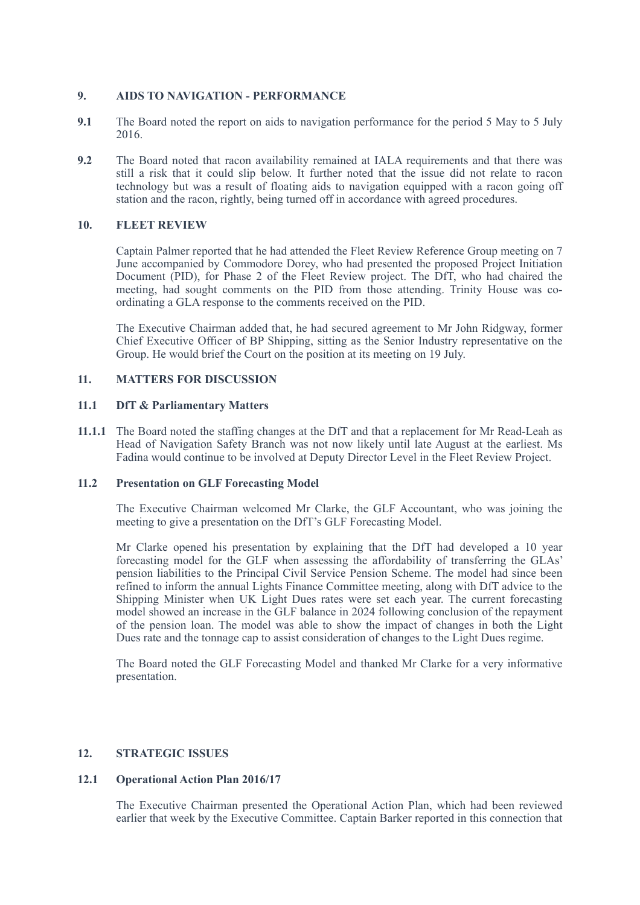## 9. AIDS TO NAVIGATION - PERFORMANCE

**9.1** The Board noted the report on aids to navigation performance for the period 5 May to 5 July 2016.

**9.2** The Board noted that racon availability remained at IALA requirements and that there was still a risk that it could slip below. It further noted that the issue did not relate to racon technology but was a result of floating aids to navigation equipped with a racon going off station and the racon, rightly, being turned off in accordance with agreed procedures.

## 10. FLEET REVIEW

Captain Palmer reported that he had attended the Fleet Review Reference Group meeting on 7 June accompanied by Commodore Dorey, who had presented the proposed Project Initiation Document (PID), for Phase 2 of the Fleet Review project. The DfT, who had chaired the meeting, had sought comments on the PID from those attending. Trinity House was co-ordinating a GLA response to the comments received on the PID.

The Executive Chairman added that, he had secured agreement to Mr John Ridgway, former Chief Executive Officer of BP Shipping, sitting as the Senior Industry representative on the Group. He would brief the Court on the position at its meeting on 19 July.

## 11. MATTERS FOR DISCUSSION

### 11.1 DfT & Parliamentary Matters

**11.1.1** The Board noted the staffing changes at the DfT and that a replacement for Mr Read-Leah as Head of Navigation Safety Branch was not now likely until late August at the earliest. Ms Fadina would continue to be involved at Deputy Director Level in the Fleet Review Project.

### 11.2 Presentation on GLF Forecasting Model

The Executive Chairman welcomed Mr Clarke, the GLF Accountant, who was joining the meeting to give a presentation on the DfT's GLF Forecasting Model.

Mr Clarke opened his presentation by explaining that the DfT had developed a 10 year forecasting model for the GLF when assessing the affordability of transferring the GLAs' pension liabilities to the Principal Civil Service Pension Scheme. The model had since been refined to inform the annual Lights Finance Committee meeting, along with DfT advice to the Shipping Minister when UK Light Dues rates were set each year. The current forecasting model showed an increase in the GLF balance in 2024 following conclusion of the repayment of the pension loan. The model was able to show the impact of changes in both the Light Dues rate and the tonnage cap to assist consideration of changes to the Light Dues regime.

The Board noted the GLF Forecasting Model and thanked Mr Clarke for a very informative presentation.

## 12. STRATEGIC ISSUES

### 12.1 Operational Action Plan 2016/17

The Executive Chairman presented the Operational Action Plan, which had been reviewed earlier that week by the Executive Committee. Captain Barker reported in this connection that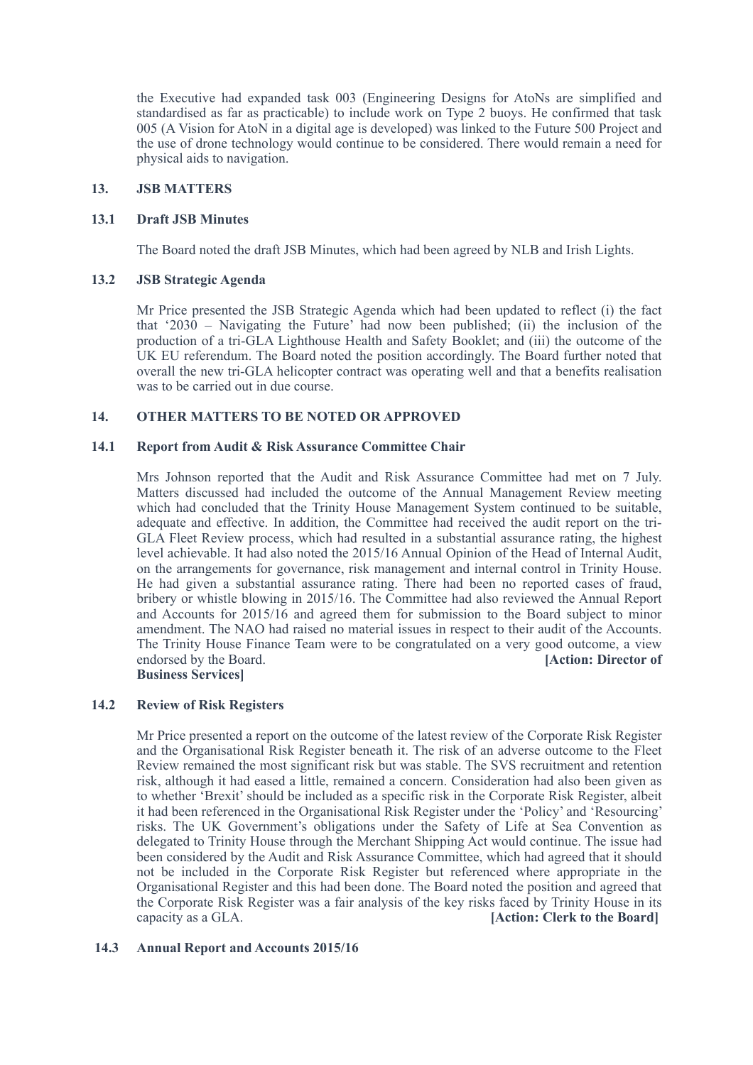the Executive had expanded task 003 (Engineering Designs for AtoNs are simplified and standardised as far as practicable) to include work on Type 2 buoys. He confirmed that task 005 (A Vision for AtoN in a digital age is developed) was linked to the Future 500 Project and the use of drone technology would continue to be considered. There would remain a need for physical aids to navigation.

## 13. JSB MATTERS

### 13.1 Draft JSB Minutes

The Board noted the draft JSB Minutes, which had been agreed by NLB and Irish Lights.

### 13.2 JSB Strategic Agenda

Mr Price presented the JSB Strategic Agenda which had been updated to reflect (i) the fact that '2030 – Navigating the Future' had now been published; (ii) the inclusion of the production of a tri-GLA Lighthouse Health and Safety Booklet; and (iii) the outcome of the UK EU referendum. The Board noted the position accordingly. The Board further noted that overall the new tri-GLA helicopter contract was operating well and that a benefits realisation was to be carried out in due course.

## 14. OTHER MATTERS TO BE NOTED OR APPROVED

### 14.1 Report from Audit & Risk Assurance Committee Chair

Mrs Johnson reported that the Audit and Risk Assurance Committee had met on 7 July. Matters discussed had included the outcome of the Annual Management Review meeting which had concluded that the Trinity House Management System continued to be suitable, adequate and effective. In addition, the Committee had received the audit report on the tri-GLA Fleet Review process, which had resulted in a substantial assurance rating, the highest level achievable. It had also noted the 2015/16 Annual Opinion of the Head of Internal Audit, on the arrangements for governance, risk management and internal control in Trinity House. He had given a substantial assurance rating. There had been no reported cases of fraud, bribery or whistle blowing in 2015/16. The Committee had also reviewed the Annual Report and Accounts for 2015/16 and agreed them for submission to the Board subject to minor amendment. The NAO had raised no material issues in respect to their audit of the Accounts. The Trinity House Finance Team were to be congratulated on a very good outcome, a view endorsed by the Board. **[Action: Director of Business Services]**

### 14.2 Review of Risk Registers

Mr Price presented a report on the outcome of the latest review of the Corporate Risk Register and the Organisational Risk Register beneath it. The risk of an adverse outcome to the Fleet Review remained the most significant risk but was stable. The SVS recruitment and retention risk, although it had eased a little, remained a concern. Consideration had also been given as to whether 'Brexit' should be included as a specific risk in the Corporate Risk Register, albeit it had been referenced in the Organisational Risk Register under the 'Policy' and 'Resourcing' risks. The UK Government's obligations under the Safety of Life at Sea Convention as delegated to Trinity House through the Merchant Shipping Act would continue. The issue had been considered by the Audit and Risk Assurance Committee, which had agreed that it should not be included in the Corporate Risk Register but referenced where appropriate in the Organisational Register and this had been done. The Board noted the position and agreed that the Corporate Risk Register was a fair analysis of the key risks faced by Trinity House in its capacity as a GLA. **[Action: Clerk to the Board]**

### 14.3 Annual Report and Accounts 2015/16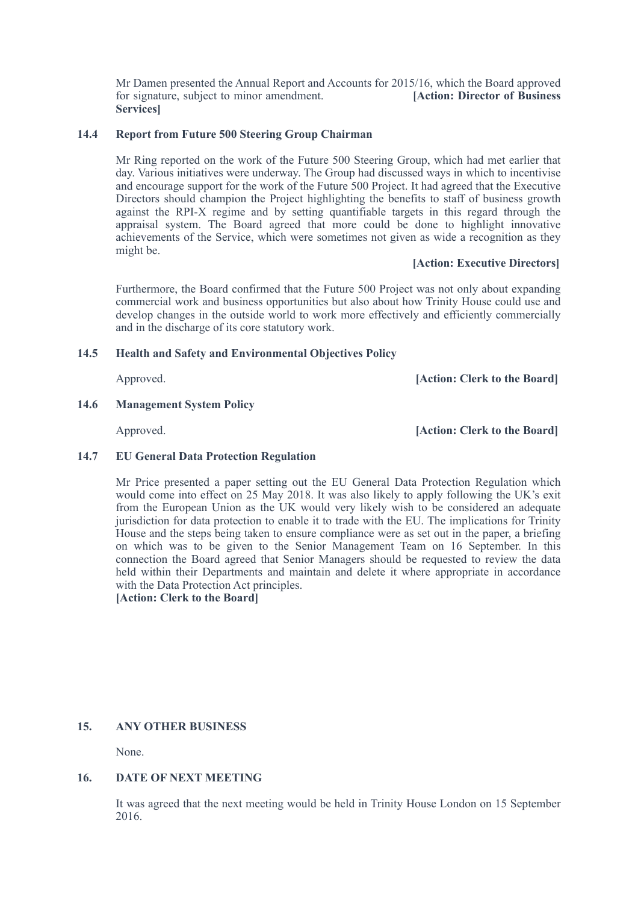Mr Damen presented the Annual Report and Accounts for 2015/16, which the Board approved for signature, subject to minor amendment. **[Action: Director of Business Services]**

### 14.4 Report from Future 500 Steering Group Chairman

Mr Ring reported on the work of the Future 500 Steering Group, which had met earlier that day. Various initiatives were underway. The Group had discussed ways in which to incentivise and encourage support for the work of the Future 500 Project. It had agreed that the Executive Directors should champion the Project highlighting the benefits to staff of business growth against the RPI-X regime and by setting quantifiable targets in this regard through the appraisal system. The Board agreed that more could be done to highlight innovative achievements of the Service, which were sometimes not given as wide a recognition as they might be.

**[Action: Executive Directors]**

Furthermore, the Board confirmed that the Future 500 Project was not only about expanding commercial work and business opportunities but also about how Trinity House could use and develop changes in the outside world to work more effectively and efficiently commercially and in the discharge of its core statutory work.

### 14.5 Health and Safety and Environmental Objectives Policy

Approved. **[Action: Clerk to the Board]**

### 14.6 Management System Policy

Approved. **[Action: Clerk to the Board]**

### 14.7 EU General Data Protection Regulation

Mr Price presented a paper setting out the EU General Data Protection Regulation which would come into effect on 25 May 2018. It was also likely to apply following the UK's exit from the European Union as the UK would very likely wish to be considered an adequate jurisdiction for data protection to enable it to trade with the EU. The implications for Trinity House and the steps being taken to ensure compliance were as set out in the paper, a briefing on which was to be given to the Senior Management Team on 16 September. In this connection the Board agreed that Senior Managers should be requested to review the data held within their Departments and maintain and delete it where appropriate in accordance with the Data Protection Act principles.
**[Action: Clerk to the Board]**

## 15. ANY OTHER BUSINESS

None.

## 16. DATE OF NEXT MEETING

It was agreed that the next meeting would be held in Trinity House London on 15 September 2016.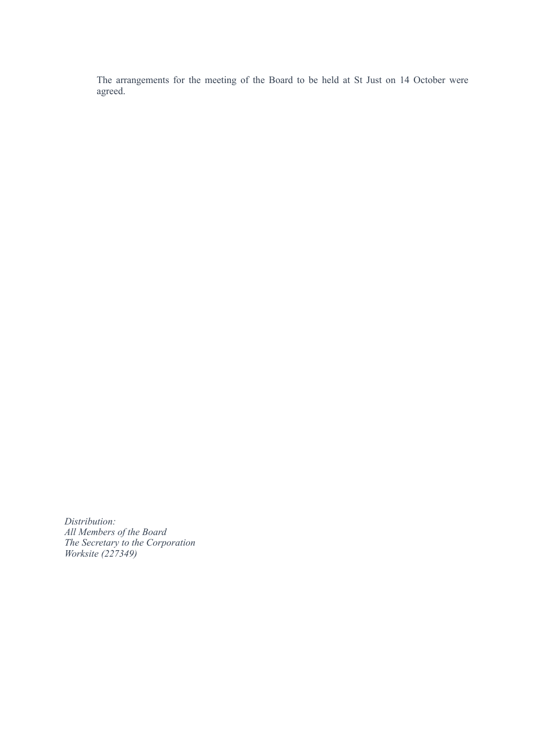The arrangements for the meeting of the Board to be held at St Just on 14 October were agreed.

*Distribution:*
*All Members of the Board*
*The Secretary to the Corporation*
*Worksite (227349)*